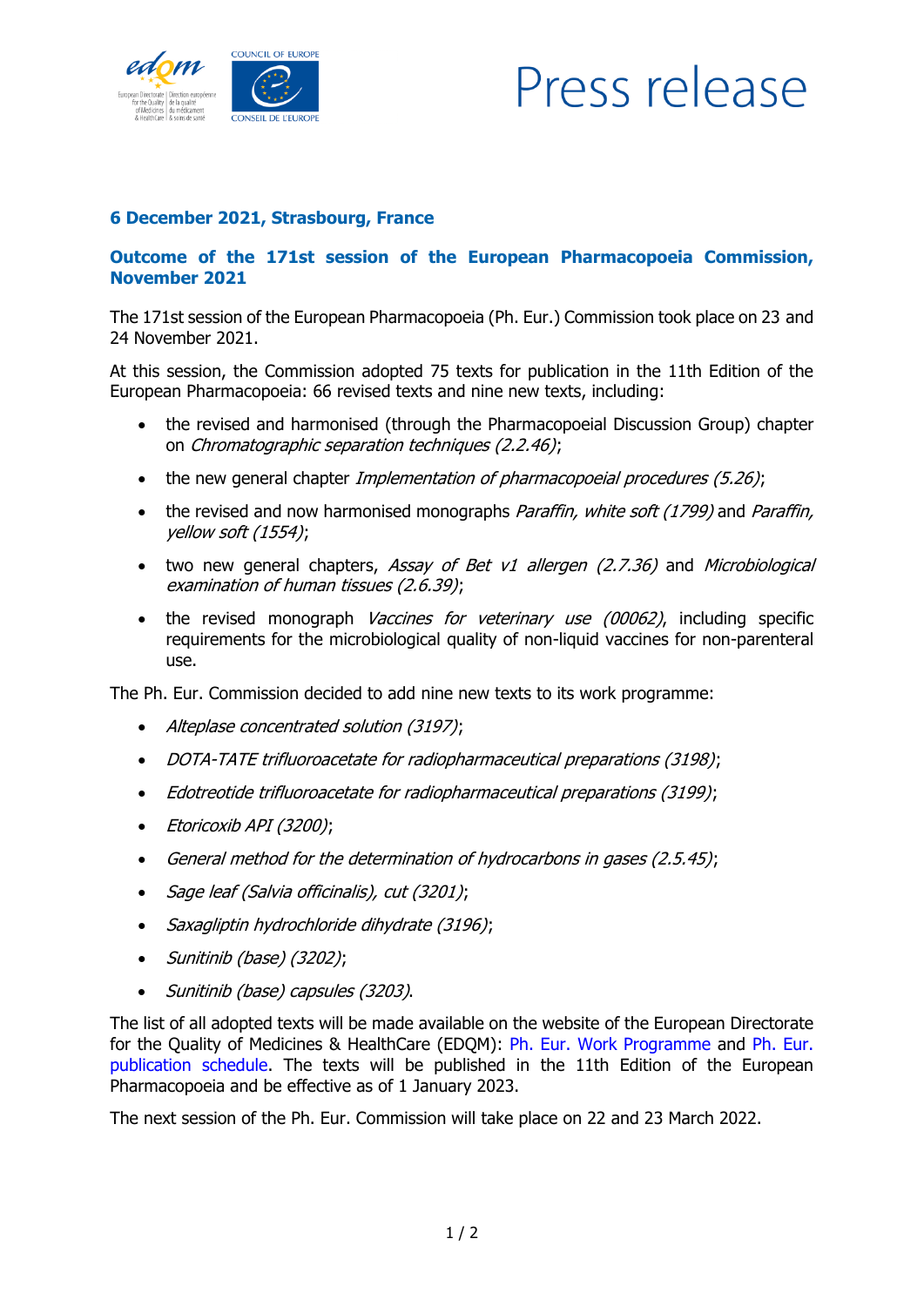Press release

**6 December 2021, Strasbourg, France**

## Outcome of the 171st session of the European Pharmacopoeia Commission, November 2021

The 171st session of the European Pharmacopoeia (Ph. Eur.) Commission took place on 23 and 24 November 2021.

At this session, the Commission adopted 75 texts for publication in the 11th Edition of the European Pharmacopoeia: 66 revised texts and nine new texts, including:

- the revised and harmonised (through the Pharmacopoeial Discussion Group) chapter on *Chromatographic separation techniques (2.2.46)*;
- the new general chapter *Implementation of pharmacopoeial procedures (5.26)*;
- the revised and now harmonised monographs *Paraffin, white soft (1799)* and *Paraffin, yellow soft (1554)*;
- two new general chapters, *Assay of Bet v1 allergen (2.7.36)* and *Microbiological examination of human tissues (2.6.39)*;
- the revised monograph *Vaccines for veterinary use (00062)*, including specific requirements for the microbiological quality of non-liquid vaccines for non-parenteral use.

The Ph. Eur. Commission decided to add nine new texts to its work programme:

- *Alteplase concentrated solution (3197)*;
- *DOTA-TATE trifluoroacetate for radiopharmaceutical preparations (3198)*;
- *Edotreotide trifluoroacetate for radiopharmaceutical preparations (3199)*;
- *Etoricoxib API (3200)*;
- *General method for the determination of hydrocarbons in gases (2.5.45)*;
- *Sage leaf (Salvia officinalis), cut (3201)*;
- *Saxagliptin hydrochloride dihydrate (3196)*;
- *Sunitinib (base) (3202)*;
- *Sunitinib (base) capsules (3203)*.

The list of all adopted texts will be made available on the website of the European Directorate for the Quality of Medicines & HealthCare (EDQM): Ph. Eur. Work Programme and Ph. Eur. publication schedule. The texts will be published in the 11th Edition of the European Pharmacopoeia and be effective as of 1 January 2023.

The next session of the Ph. Eur. Commission will take place on 22 and 23 March 2022.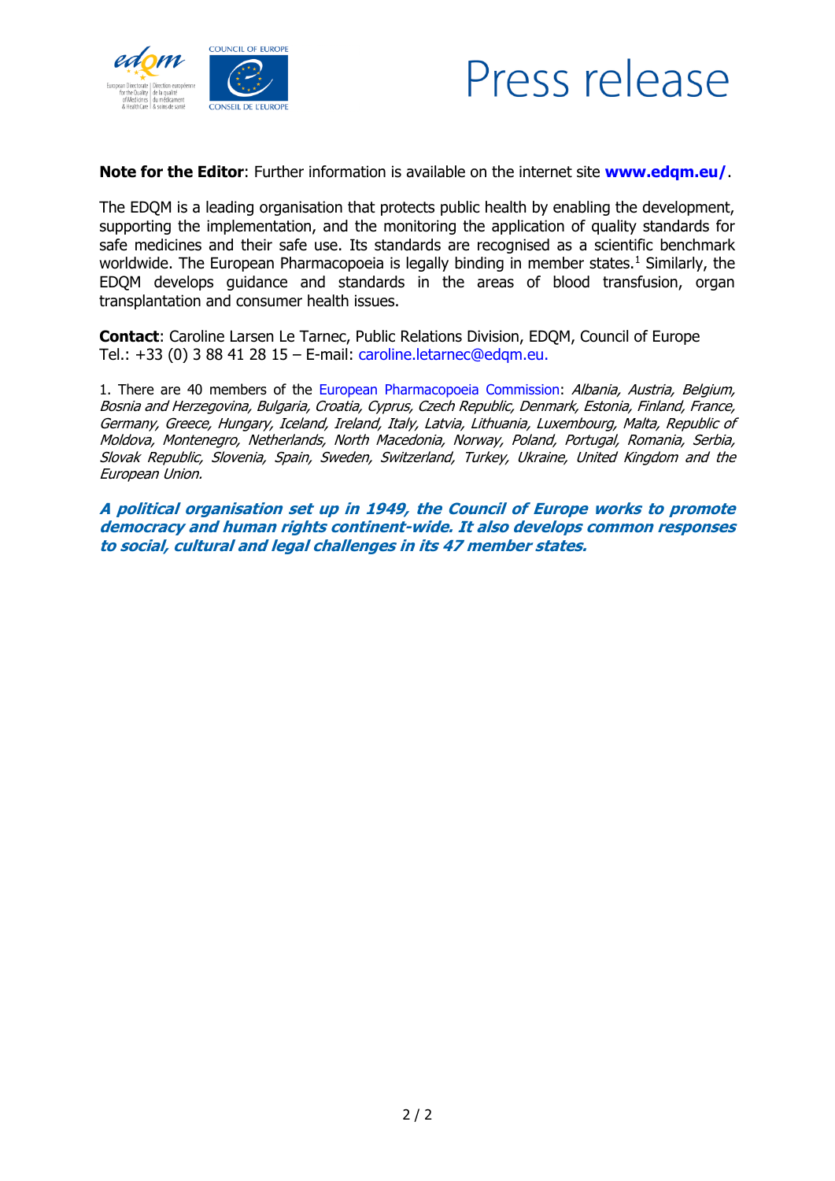# Press release

**Note for the Editor**: Further information is available on the internet site **www.edqm.eu/**.

The EDQM is a leading organisation that protects public health by enabling the development, supporting the implementation, and the monitoring the application of quality standards for safe medicines and their safe use. Its standards are recognised as a scientific benchmark worldwide. The European Pharmacopoeia is legally binding in member states.[1] Similarly, the EDQM develops guidance and standards in the areas of blood transfusion, organ transplantation and consumer health issues.

**Contact**: Caroline Larsen Le Tarnec, Public Relations Division, EDQM, Council of Europe
Tel.: +33 (0) 3 88 41 28 15 – E-mail: caroline.letarnec@edqm.eu.

1. There are 40 members of the European Pharmacopoeia Commission: *Albania, Austria, Belgium, Bosnia and Herzegovina, Bulgaria, Croatia, Cyprus, Czech Republic, Denmark, Estonia, Finland, France, Germany, Greece, Hungary, Iceland, Ireland, Italy, Latvia, Lithuania, Luxembourg, Malta, Republic of Moldova, Montenegro, Netherlands, North Macedonia, Norway, Poland, Portugal, Romania, Serbia, Slovak Republic, Slovenia, Spain, Sweden, Switzerland, Turkey, Ukraine, United Kingdom and the European Union.*

***A political organisation set up in 1949, the Council of Europe works to promote democracy and human rights continent-wide. It also develops common responses to social, cultural and legal challenges in its 47 member states.***